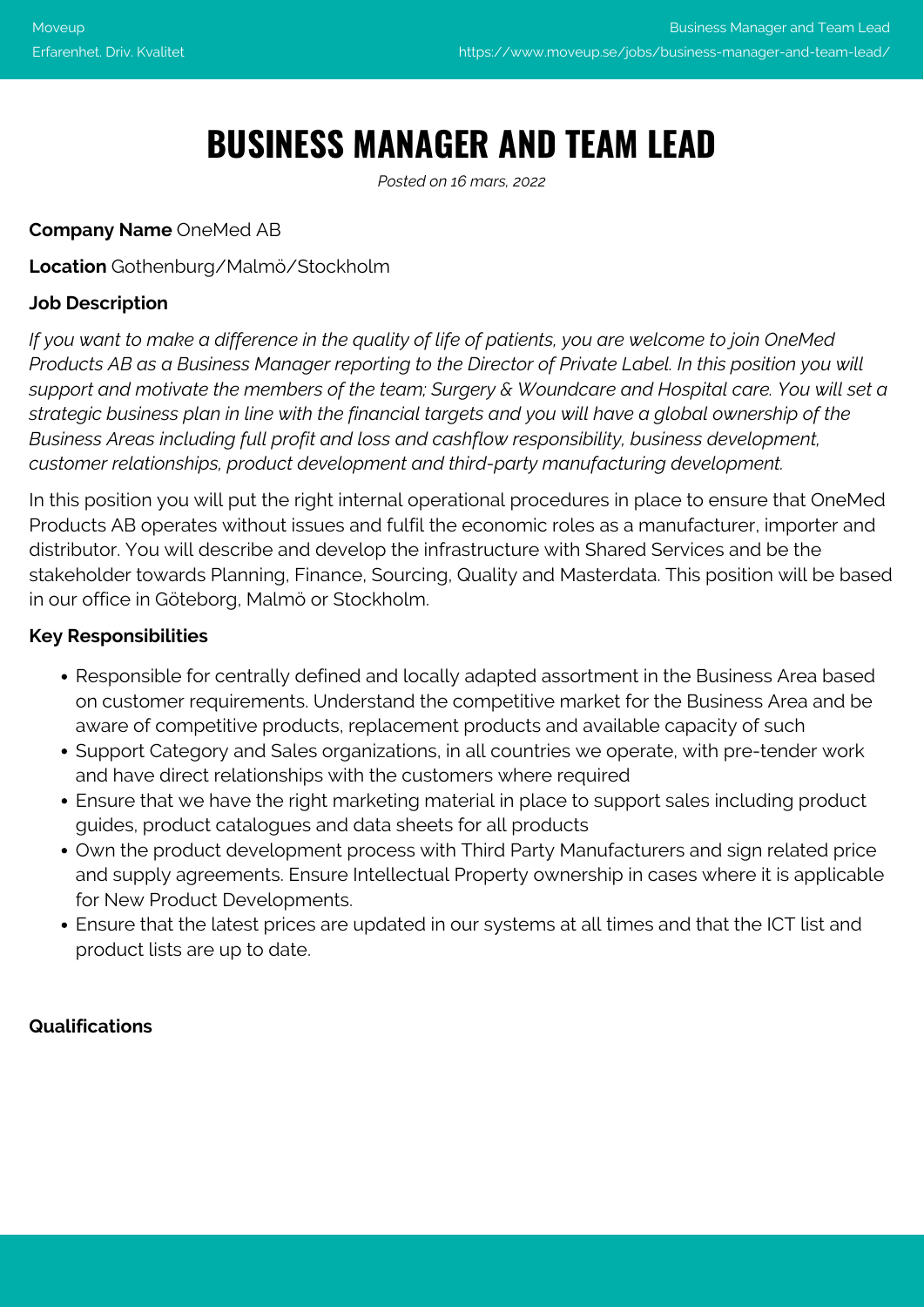# BUSINESS MANAGER AND TEAM LEAD

*Posted on 16 mars, 2022*

**Company Name** OneMed AB

**Location** Gothenburg/Malmö/Stockholm

**Job Description**

*If you want to make a difference in the quality of life of patients, you are welcome to join OneMed Products AB as a Business Manager reporting to the Director of Private Label. In this position you will support and motivate the members of the team; Surgery & Woundcare and Hospital care. You will set a strategic business plan in line with the financial targets and you will have a global ownership of the Business Areas including full profit and loss and cashflow responsibility, business development, customer relationships, product development and third-party manufacturing development.*

In this position you will put the right internal operational procedures in place to ensure that OneMed Products AB operates without issues and fulfil the economic roles as a manufacturer, importer and distributor. You will describe and develop the infrastructure with Shared Services and be the stakeholder towards Planning, Finance, Sourcing, Quality and Masterdata. This position will be based in our office in Göteborg, Malmö or Stockholm.

**Key Responsibilities**

- Responsible for centrally defined and locally adapted assortment in the Business Area based on customer requirements. Understand the competitive market for the Business Area and be aware of competitive products, replacement products and available capacity of such
- Support Category and Sales organizations, in all countries we operate, with pre-tender work and have direct relationships with the customers where required
- Ensure that we have the right marketing material in place to support sales including product guides, product catalogues and data sheets for all products
- Own the product development process with Third Party Manufacturers and sign related price and supply agreements. Ensure Intellectual Property ownership in cases where it is applicable for New Product Developments.
- Ensure that the latest prices are updated in our systems at all times and that the ICT list and product lists are up to date.

**Qualifications**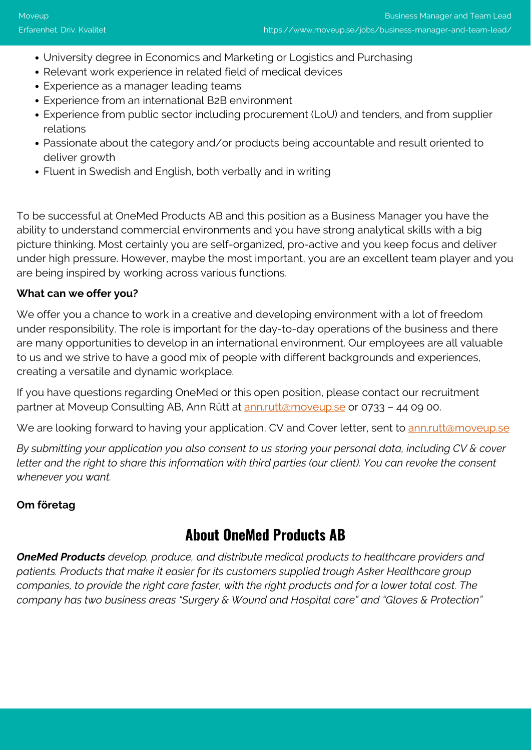- University degree in Economics and Marketing or Logistics and Purchasing
- Relevant work experience in related field of medical devices
- Experience as a manager leading teams
- Experience from an international B2B environment
- Experience from public sector including procurement (LoU) and tenders, and from supplier relations
- Passionate about the category and/or products being accountable and result oriented to deliver growth
- Fluent in Swedish and English, both verbally and in writing

To be successful at OneMed Products AB and this position as a Business Manager you have the ability to understand commercial environments and you have strong analytical skills with a big picture thinking. Most certainly you are self-organized, pro-active and you keep focus and deliver under high pressure. However, maybe the most important, you are an excellent team player and you are being inspired by working across various functions.

**What can we offer you?**

We offer you a chance to work in a creative and developing environment with a lot of freedom under responsibility. The role is important for the day-to-day operations of the business and there are many opportunities to develop in an international environment. Our employees are all valuable to us and we strive to have a good mix of people with different backgrounds and experiences, creating a versatile and dynamic workplace.

If you have questions regarding OneMed or this open position, please contact our recruitment partner at Moveup Consulting AB, Ann Rütt at ann.rutt@moveup.se or 0733 – 44 09 00.

We are looking forward to having your application, CV and Cover letter, sent to ann.rutt@moveup.se

*By submitting your application you also consent to us storing your personal data, including CV & cover letter and the right to share this information with third parties (our client). You can revoke the consent whenever you want.*

**Om företag**

## About OneMed Products AB

***OneMed Products** develop, produce, and distribute medical products to healthcare providers and patients. Products that make it easier for its customers supplied trough Asker Healthcare group companies, to provide the right care faster, with the right products and for a lower total cost. The company has two business areas "Surgery & Wound and Hospital care" and "Gloves & Protection"*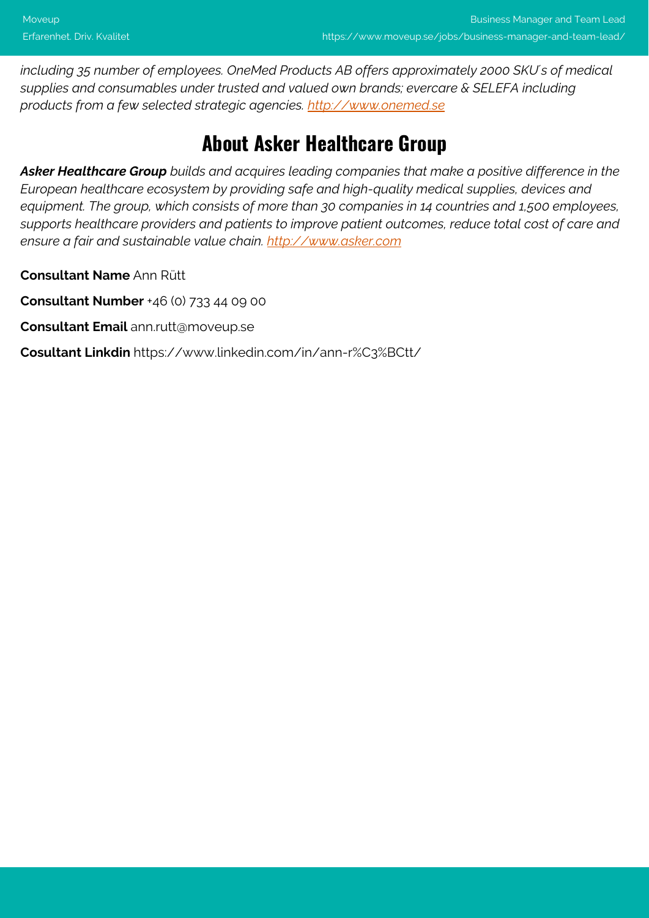*including 35 number of employees. OneMed Products AB offers approximately 2000 SKU´s of medical supplies and consumables under trusted and valued own brands; evercare & SELEFA including products from a few selected strategic agencies. [http://www.onemed.se](http://www.onemed.se)*

## About Asker Healthcare Group

***Asker Healthcare Group** builds and acquires leading companies that make a positive difference in the European healthcare ecosystem by providing safe and high-quality medical supplies, devices and equipment. The group, which consists of more than 30 companies in 14 countries and 1,500 employees, supports healthcare providers and patients to improve patient outcomes, reduce total cost of care and ensure a fair and sustainable value chain. [http://www.asker.com](http://www.asker.com)*

**Consultant Name** Ann Rütt

**Consultant Number** +46 (0) 733 44 09 00

**Consultant Email** ann.rutt@moveup.se

**Cosultant Linkdin** https://www.linkedin.com/in/ann-r%C3%BCtt/